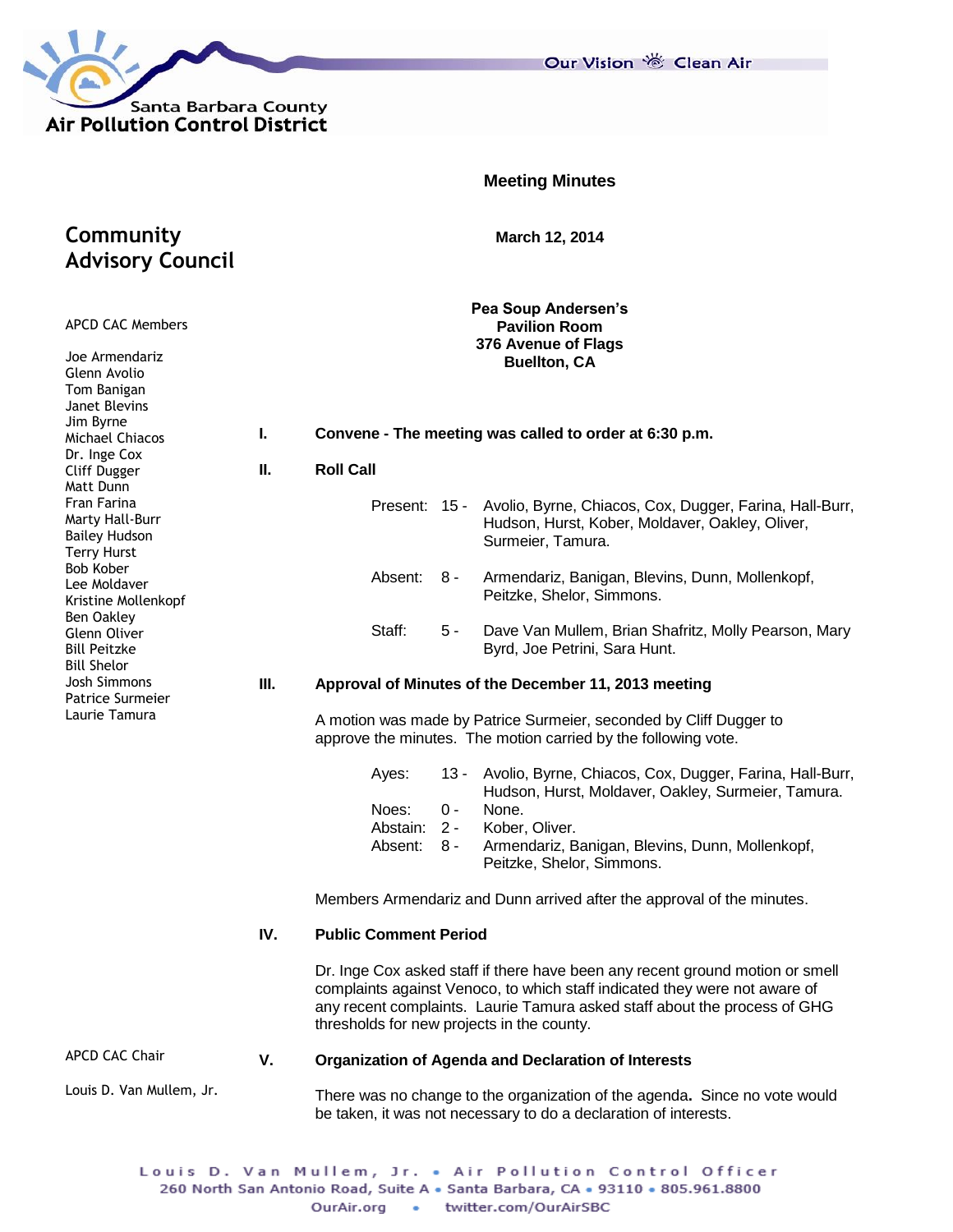Santa Barbara County
Air Pollution Control District

Our Vision Clean Air

# Meeting Minutes

## Community Advisory Council

**March 12, 2014**

**Pea Soup Andersen's**
**Pavilion Room**
**376 Avenue of Flags**
**Buellton, CA**

APCD CAC Members

Joe Armendariz
Glenn Avolio
Tom Banigan
Janet Blevins
Jim Byrne
Michael Chiacos
Dr. Inge Cox
Cliff Dugger
Matt Dunn
Fran Farina
Marty Hall-Burr
Bailey Hudson
Terry Hurst
Bob Kober
Lee Moldaver
Kristine Mollenkopf
Ben Oakley
Glenn Oliver
Bill Peitzke
Bill Shelor
Josh Simmons
Patrice Surmeier
Laurie Tamura

APCD CAC Chair

Louis D. Van Mullem, Jr.

**I. Convene - The meeting was called to order at 6:30 p.m.**

**II. Roll Call**

| | | |
|---|---|---|
| Present: | 15 - | Avolio, Byrne, Chiacos, Cox, Dugger, Farina, Hall-Burr, Hudson, Hurst, Kober, Moldaver, Oakley, Oliver, Surmeier, Tamura. |
| Absent: | 8 - | Armendariz, Banigan, Blevins, Dunn, Mollenkopf, Peitzke, Shelor, Simmons. |
| Staff: | 5 - | Dave Van Mullem, Brian Shafritz, Molly Pearson, Mary Byrd, Joe Petrini, Sara Hunt. |

**III. Approval of Minutes of the December 11, 2013 meeting**

A motion was made by Patrice Surmeier, seconded by Cliff Dugger to approve the minutes. The motion carried by the following vote.

| | | |
|---|---|---|
| Ayes: | 13 - | Avolio, Byrne, Chiacos, Cox, Dugger, Farina, Hall-Burr, Hudson, Hurst, Moldaver, Oakley, Surmeier, Tamura. |
| Noes: | 0 - | None. |
| Abstain: | 2 - | Kober, Oliver. |
| Absent: | 8 - | Armendariz, Banigan, Blevins, Dunn, Mollenkopf, Peitzke, Shelor, Simmons. |

Members Armendariz and Dunn arrived after the approval of the minutes.

**IV. Public Comment Period**

Dr. Inge Cox asked staff if there have been any recent ground motion or smell complaints against Venoco, to which staff indicated they were not aware of any recent complaints. Laurie Tamura asked staff about the process of GHG thresholds for new projects in the county.

**V. Organization of Agenda and Declaration of Interests**

There was no change to the organization of the agenda**.** Since no vote would be taken, it was not necessary to do a declaration of interests.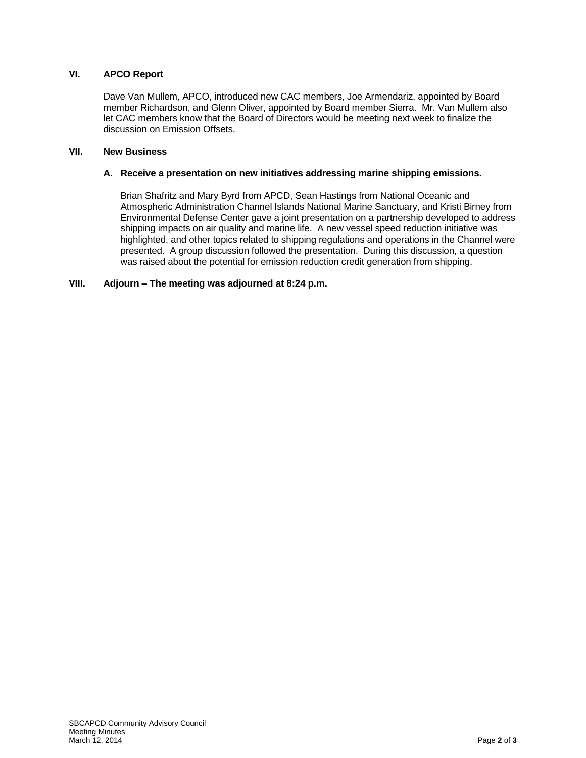## VI. APCO Report

Dave Van Mullem, APCO, introduced new CAC members, Joe Armendariz, appointed by Board member Richardson, and Glenn Oliver, appointed by Board member Sierra. Mr. Van Mullem also let CAC members know that the Board of Directors would be meeting next week to finalize the discussion on Emission Offsets.

## VII. New Business

### A. Receive a presentation on new initiatives addressing marine shipping emissions.

Brian Shafritz and Mary Byrd from APCD, Sean Hastings from National Oceanic and Atmospheric Administration Channel Islands National Marine Sanctuary, and Kristi Birney from Environmental Defense Center gave a joint presentation on a partnership developed to address shipping impacts on air quality and marine life. A new vessel speed reduction initiative was highlighted, and other topics related to shipping regulations and operations in the Channel were presented. A group discussion followed the presentation. During this discussion, a question was raised about the potential for emission reduction credit generation from shipping.

## VIII. Adjourn – The meeting was adjourned at 8:24 p.m.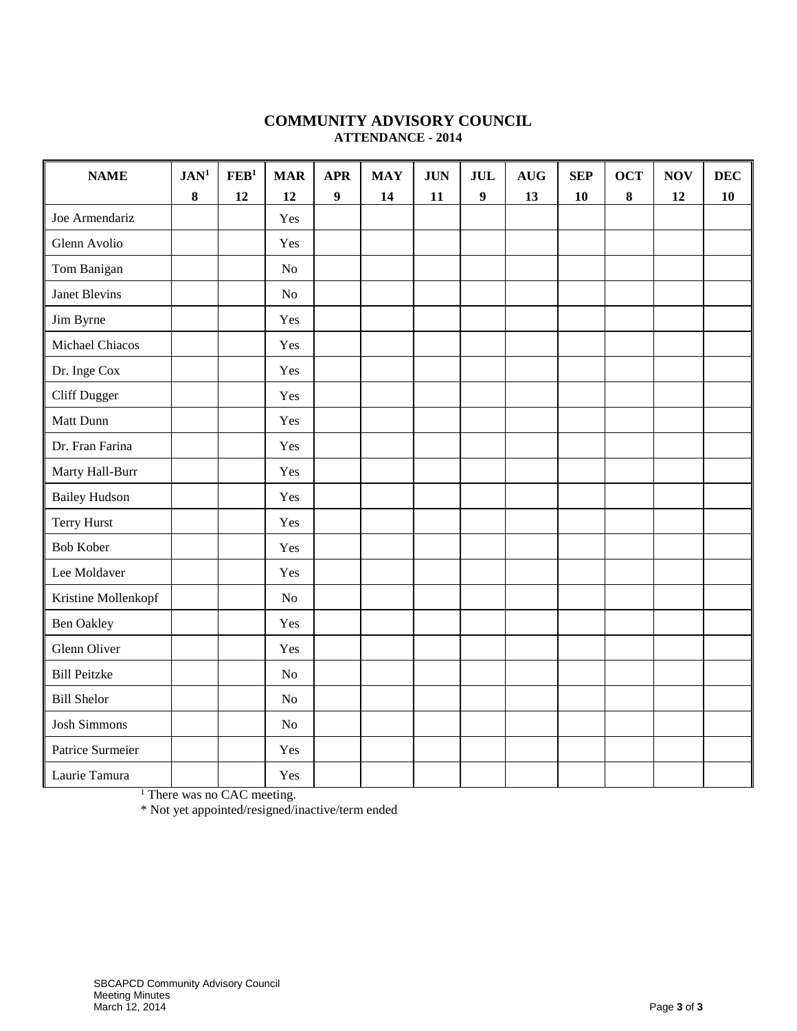# COMMUNITY ADVISORY COUNCIL

## ATTENDANCE - 2014

| NAME | JAN[1] 8 | FEB[1] 12 | MAR 12 | APR 9 | MAY 14 | JUN 11 | JUL 9 | AUG 13 | SEP 10 | OCT 8 | NOV 12 | DEC 10 |
|---|---|---|---|---|---|---|---|---|---|---|---|---|
| Joe Armendariz | | | Yes | | | | | | | | | |
| Glenn Avolio | | | Yes | | | | | | | | | |
| Tom Banigan | | | No | | | | | | | | | |
| Janet Blevins | | | No | | | | | | | | | |
| Jim Byrne | | | Yes | | | | | | | | | |
| Michael Chiacos | | | Yes | | | | | | | | | |
| Dr. Inge Cox | | | Yes | | | | | | | | | |
| Cliff Dugger | | | Yes | | | | | | | | | |
| Matt Dunn | | | Yes | | | | | | | | | |
| Dr. Fran Farina | | | Yes | | | | | | | | | |
| Marty Hall-Burr | | | Yes | | | | | | | | | |
| Bailey Hudson | | | Yes | | | | | | | | | |
| Terry Hurst | | | Yes | | | | | | | | | |
| Bob Kober | | | Yes | | | | | | | | | |
| Lee Moldaver | | | Yes | | | | | | | | | |
| Kristine Mollenkopf | | | No | | | | | | | | | |
| Ben Oakley | | | Yes | | | | | | | | | |
| Glenn Oliver | | | Yes | | | | | | | | | |
| Bill Peitzke | | | No | | | | | | | | | |
| Bill Shelor | | | No | | | | | | | | | |
| Josh Simmons | | | No | | | | | | | | | |
| Patrice Surmeier | | | Yes | | | | | | | | | |
| Laurie Tamura | | | Yes | | | | | | | | | |

[1] There was no CAC meeting.

* Not yet appointed/resigned/inactive/term ended